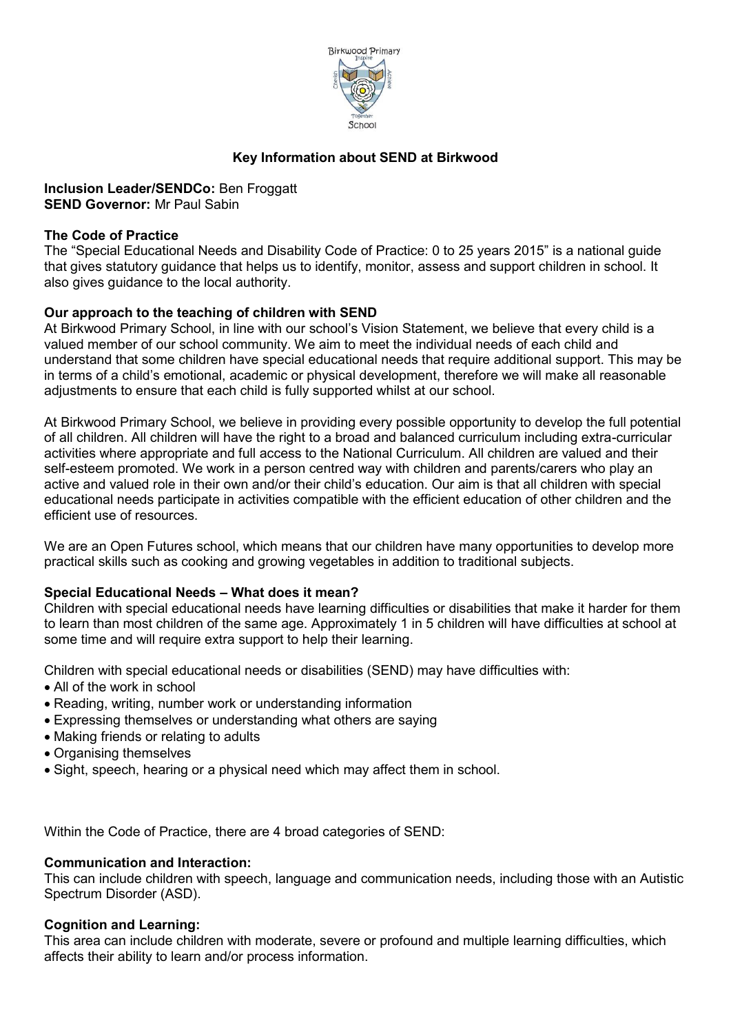# Key Information about SEND at Birkwood

**Inclusion Leader/SENDCo:** Ben Froggatt
**SEND Governor:** Mr Paul Sabin

## The Code of Practice

The "Special Educational Needs and Disability Code of Practice: 0 to 25 years 2015" is a national guide that gives statutory guidance that helps us to identify, monitor, assess and support children in school. It also gives guidance to the local authority.

## Our approach to the teaching of children with SEND

At Birkwood Primary School, in line with our school's Vision Statement, we believe that every child is a valued member of our school community. We aim to meet the individual needs of each child and understand that some children have special educational needs that require additional support. This may be in terms of a child's emotional, academic or physical development, therefore we will make all reasonable adjustments to ensure that each child is fully supported whilst at our school.

At Birkwood Primary School, we believe in providing every possible opportunity to develop the full potential of all children. All children will have the right to a broad and balanced curriculum including extra-curricular activities where appropriate and full access to the National Curriculum. All children are valued and their self-esteem promoted. We work in a person centred way with children and parents/carers who play an active and valued role in their own and/or their child's education. Our aim is that all children with special educational needs participate in activities compatible with the efficient education of other children and the efficient use of resources.

We are an Open Futures school, which means that our children have many opportunities to develop more practical skills such as cooking and growing vegetables in addition to traditional subjects.

## Special Educational Needs – What does it mean?

Children with special educational needs have learning difficulties or disabilities that make it harder for them to learn than most children of the same age. Approximately 1 in 5 children will have difficulties at school at some time and will require extra support to help their learning.

Children with special educational needs or disabilities (SEND) may have difficulties with:

- All of the work in school
- Reading, writing, number work or understanding information
- Expressing themselves or understanding what others are saying
- Making friends or relating to adults
- Organising themselves
- Sight, speech, hearing or a physical need which may affect them in school.

Within the Code of Practice, there are 4 broad categories of SEND:

### Communication and Interaction:

This can include children with speech, language and communication needs, including those with an Autistic Spectrum Disorder (ASD).

### Cognition and Learning:

This area can include children with moderate, severe or profound and multiple learning difficulties, which affects their ability to learn and/or process information.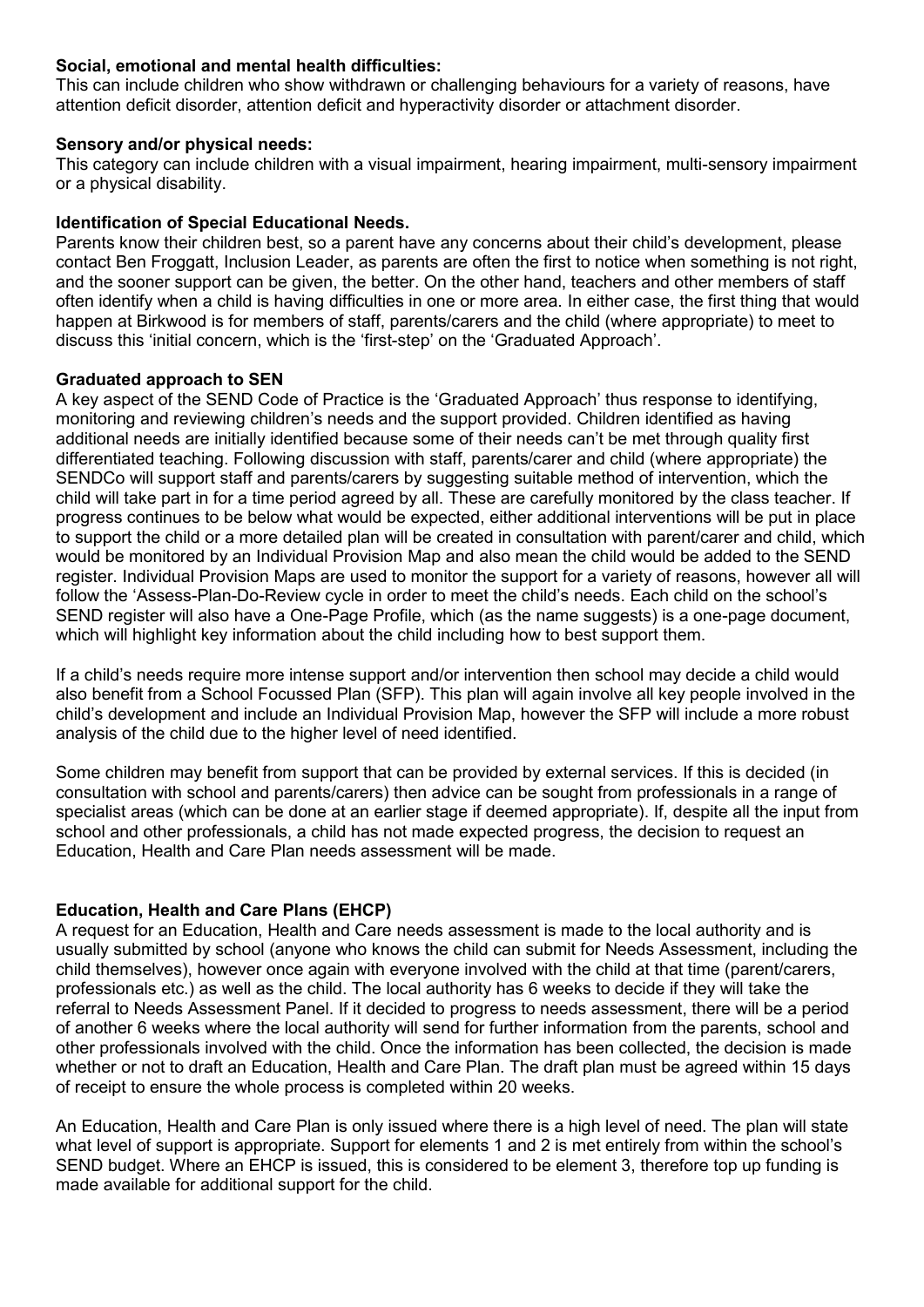**Social, emotional and mental health difficulties:**
This can include children who show withdrawn or challenging behaviours for a variety of reasons, have attention deficit disorder, attention deficit and hyperactivity disorder or attachment disorder.

**Sensory and/or physical needs:**
This category can include children with a visual impairment, hearing impairment, multi-sensory impairment or a physical disability.

**Identification of Special Educational Needs.**
Parents know their children best, so a parent have any concerns about their child's development, please contact Ben Froggatt, Inclusion Leader, as parents are often the first to notice when something is not right, and the sooner support can be given, the better. On the other hand, teachers and other members of staff often identify when a child is having difficulties in one or more area. In either case, the first thing that would happen at Birkwood is for members of staff, parents/carers and the child (where appropriate) to meet to discuss this 'initial concern, which is the 'first-step' on the 'Graduated Approach'.

**Graduated approach to SEN**
A key aspect of the SEND Code of Practice is the 'Graduated Approach' thus response to identifying, monitoring and reviewing children's needs and the support provided. Children identified as having additional needs are initially identified because some of their needs can't be met through quality first differentiated teaching. Following discussion with staff, parents/carer and child (where appropriate) the SENDCo will support staff and parents/carers by suggesting suitable method of intervention, which the child will take part in for a time period agreed by all. These are carefully monitored by the class teacher. If progress continues to be below what would be expected, either additional interventions will be put in place to support the child or a more detailed plan will be created in consultation with parent/carer and child, which would be monitored by an Individual Provision Map and also mean the child would be added to the SEND register. Individual Provision Maps are used to monitor the support for a variety of reasons, however all will follow the 'Assess-Plan-Do-Review cycle in order to meet the child's needs. Each child on the school's SEND register will also have a One-Page Profile, which (as the name suggests) is a one-page document, which will highlight key information about the child including how to best support them.

If a child's needs require more intense support and/or intervention then school may decide a child would also benefit from a School Focussed Plan (SFP). This plan will again involve all key people involved in the child's development and include an Individual Provision Map, however the SFP will include a more robust analysis of the child due to the higher level of need identified.

Some children may benefit from support that can be provided by external services. If this is decided (in consultation with school and parents/carers) then advice can be sought from professionals in a range of specialist areas (which can be done at an earlier stage if deemed appropriate). If, despite all the input from school and other professionals, a child has not made expected progress, the decision to request an Education, Health and Care Plan needs assessment will be made.

**Education, Health and Care Plans (EHCP)**
A request for an Education, Health and Care needs assessment is made to the local authority and is usually submitted by school (anyone who knows the child can submit for Needs Assessment, including the child themselves), however once again with everyone involved with the child at that time (parent/carers, professionals etc.) as well as the child. The local authority has 6 weeks to decide if they will take the referral to Needs Assessment Panel. If it decided to progress to needs assessment, there will be a period of another 6 weeks where the local authority will send for further information from the parents, school and other professionals involved with the child. Once the information has been collected, the decision is made whether or not to draft an Education, Health and Care Plan. The draft plan must be agreed within 15 days of receipt to ensure the whole process is completed within 20 weeks.

An Education, Health and Care Plan is only issued where there is a high level of need. The plan will state what level of support is appropriate. Support for elements 1 and 2 is met entirely from within the school's SEND budget. Where an EHCP is issued, this is considered to be element 3, therefore top up funding is made available for additional support for the child.